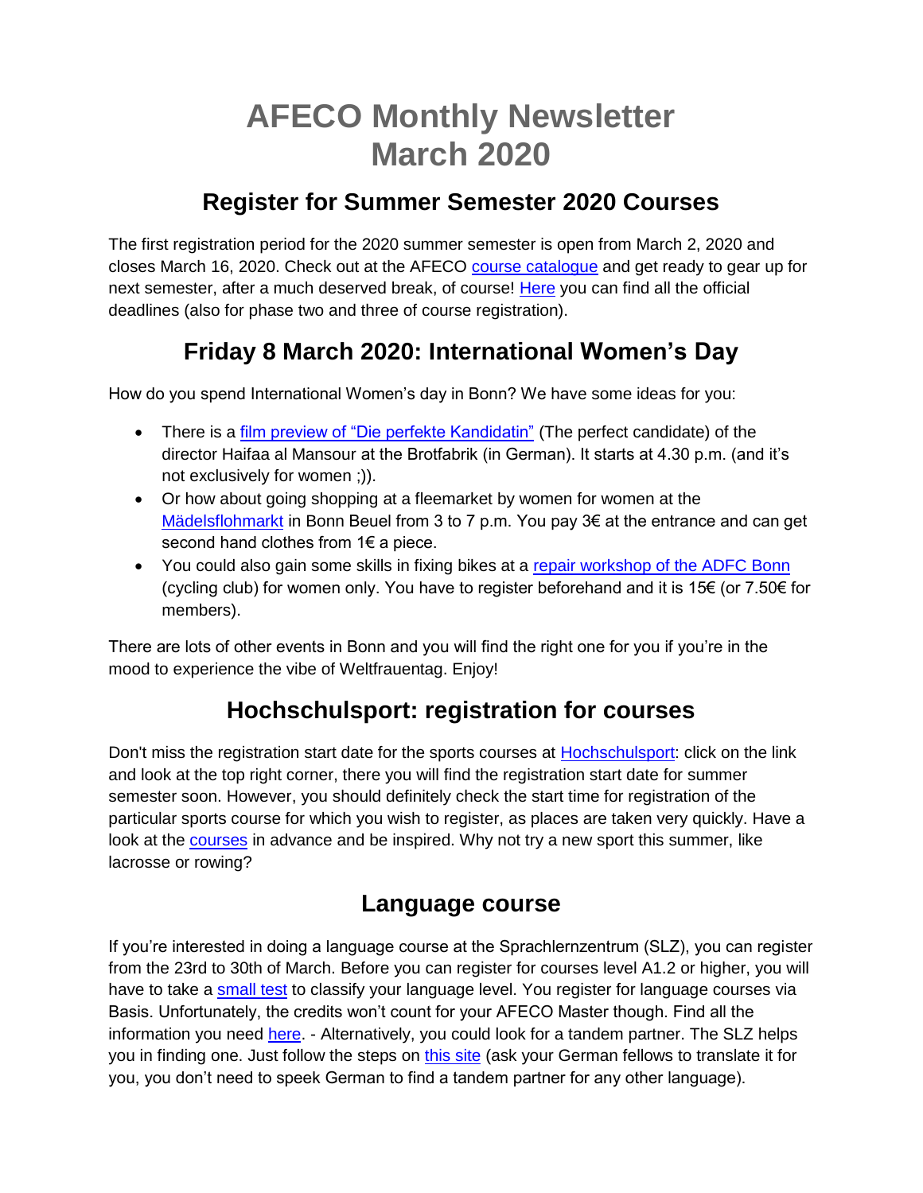# AFECO Monthly Newsletter March 2020

## Register for Summer Semester 2020 Courses

The first registration period for the 2020 summer semester is open from March 2, 2020 and closes March 16, 2020. Check out at the AFECO course catalogue and get ready to gear up for next semester, after a much deserved break, of course! Here you can find all the official deadlines (also for phase two and three of course registration).

## Friday 8 March 2020: International Women's Day

How do you spend International Women's day in Bonn? We have some ideas for you:

- There is a film preview of "Die perfekte Kandidatin" (The perfect candidate) of the director Haifaa al Mansour at the Brotfabrik (in German). It starts at 4.30 p.m. (and it's not exclusively for women ;)).
- Or how about going shopping at a fleemarket by women for women at the Mädelsflohmarkt in Bonn Beuel from 3 to 7 p.m. You pay 3€ at the entrance and can get second hand clothes from 1€ a piece.
- You could also gain some skills in fixing bikes at a repair workshop of the ADFC Bonn (cycling club) for women only. You have to register beforehand and it is 15€ (or 7.50€ for members).

There are lots of other events in Bonn and you will find the right one for you if you're in the mood to experience the vibe of Weltfrauentag. Enjoy!

## Hochschulsport: registration for courses

Don't miss the registration start date for the sports courses at Hochschulsport: click on the link and look at the top right corner, there you will find the registration start date for summer semester soon. However, you should definitely check the start time for registration of the particular sports course for which you wish to register, as places are taken very quickly. Have a look at the courses in advance and be inspired. Why not try a new sport this summer, like lacrosse or rowing?

## Language course

If you're interested in doing a language course at the Sprachlernzentrum (SLZ), you can register from the 23rd to 30th of March. Before you can register for courses level A1.2 or higher, you will have to take a small test to classify your language level. You register for language courses via Basis. Unfortunately, the credits won't count for your AFECO Master though. Find all the information you need here. - Alternatively, you could look for a tandem partner. The SLZ helps you in finding one. Just follow the steps on this site (ask your German fellows to translate it for you, you don't need to speek German to find a tandem partner for any other language).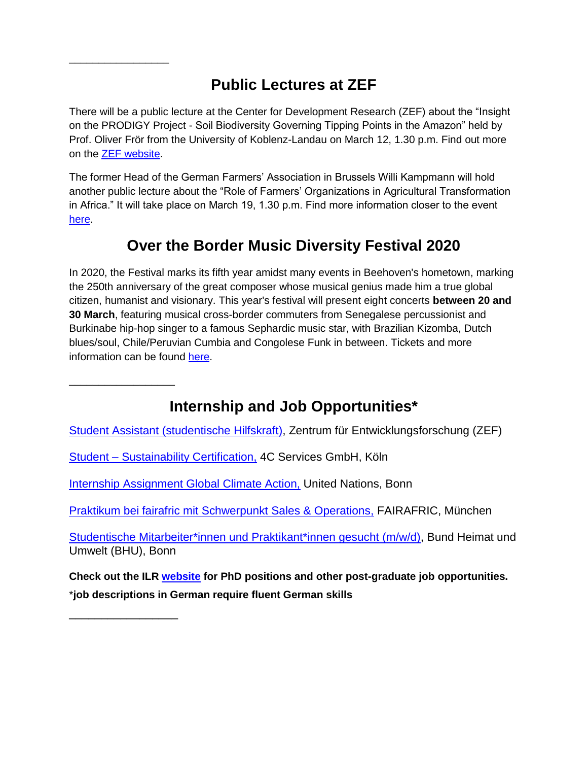---

## Public Lectures at ZEF

There will be a public lecture at the Center for Development Research (ZEF) about the "Insight on the PRODIGY Project - Soil Biodiversity Governing Tipping Points in the Amazon" held by Prof. Oliver Frör from the University of Koblenz-Landau on March 12, 1.30 p.m. Find out more on the ZEF website.

The former Head of the German Farmers' Association in Brussels Willi Kampmann will hold another public lecture about the "Role of Farmers' Organizations in Agricultural Transformation in Africa." It will take place on March 19, 1.30 p.m. Find more information closer to the event here.

## Over the Border Music Diversity Festival 2020

In 2020, the Festival marks its fifth year amidst many events in Beehoven's hometown, marking the 250th anniversary of the great composer whose musical genius made him a true global citizen, humanist and visionary. This year's festival will present eight concerts **between 20 and 30 March**, featuring musical cross-border commuters from Senegalese percussionist and Burkinabe hip-hop singer to a famous Sephardic music star, with Brazilian Kizomba, Dutch blues/soul, Chile/Peruvian Cumbia and Congolese Funk in between. Tickets and more information can be found here.

---

## Internship and Job Opportunities*

Student Assistant (studentische Hilfskraft), Zentrum für Entwicklungsforschung (ZEF)

Student – Sustainability Certification, 4C Services GmbH, Köln

Internship Assignment Global Climate Action, United Nations, Bonn

Praktikum bei fairafric mit Schwerpunkt Sales & Operations, FAIRAFRIC, München

Studentische Mitarbeiter*innen und Praktikant*innen gesucht (m/w/d), Bund Heimat und Umwelt (BHU), Bonn

**Check out the ILR website for PhD positions and other post-graduate job opportunities.**

*__job descriptions in German require fluent German skills__

---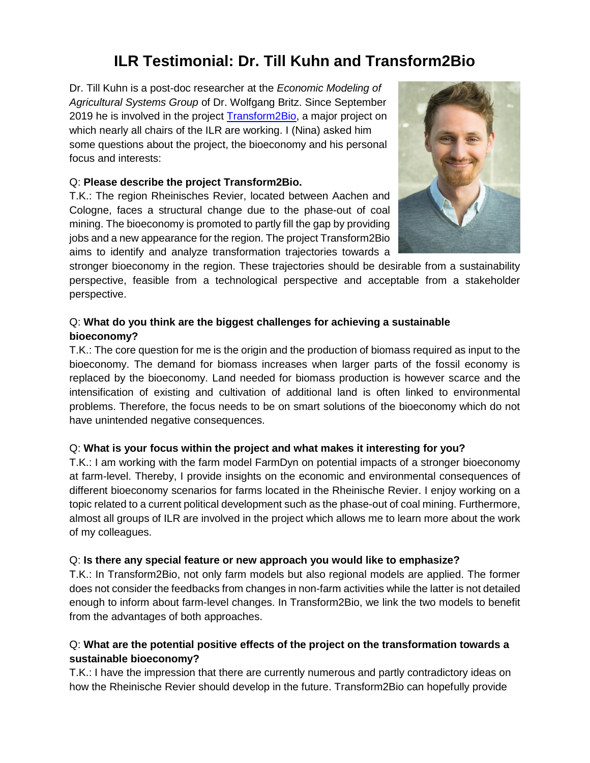# ILR Testimonial: Dr. Till Kuhn and Transform2Bio

Dr. Till Kuhn is a post-doc researcher at the *Economic Modeling of Agricultural Systems Group* of Dr. Wolfgang Britz. Since September 2019 he is involved in the project Transform2Bio, a major project on which nearly all chairs of the ILR are working. I (Nina) asked him some questions about the project, the bioeconomy and his personal focus and interests:

Q: **Please describe the project Transform2Bio.**

T.K.: The region Rheinisches Revier, located between Aachen and Cologne, faces a structural change due to the phase-out of coal mining. The bioeconomy is promoted to partly fill the gap by providing jobs and a new appearance for the region. The project Transform2Bio aims to identify and analyze transformation trajectories towards a stronger bioeconomy in the region. These trajectories should be desirable from a sustainability perspective, feasible from a technological perspective and acceptable from a stakeholder perspective.

Q: **What do you think are the biggest challenges for achieving a sustainable bioeconomy?**

T.K.: The core question for me is the origin and the production of biomass required as input to the bioeconomy. The demand for biomass increases when larger parts of the fossil economy is replaced by the bioeconomy. Land needed for biomass production is however scarce and the intensification of existing and cultivation of additional land is often linked to environmental problems. Therefore, the focus needs to be on smart solutions of the bioeconomy which do not have unintended negative consequences.

Q: **What is your focus within the project and what makes it interesting for you?**

T.K.: I am working with the farm model FarmDyn on potential impacts of a stronger bioeconomy at farm-level. Thereby, I provide insights on the economic and environmental consequences of different bioeconomy scenarios for farms located in the Rheinische Revier. I enjoy working on a topic related to a current political development such as the phase-out of coal mining. Furthermore, almost all groups of ILR are involved in the project which allows me to learn more about the work of my colleagues.

Q: **Is there any special feature or new approach you would like to emphasize?**

T.K.: In Transform2Bio, not only farm models but also regional models are applied. The former does not consider the feedbacks from changes in non-farm activities while the latter is not detailed enough to inform about farm-level changes. In Transform2Bio, we link the two models to benefit from the advantages of both approaches.

Q: **What are the potential positive effects of the project on the transformation towards a sustainable bioeconomy?**

T.K.: I have the impression that there are currently numerous and partly contradictory ideas on how the Rheinische Revier should develop in the future. Transform2Bio can hopefully provide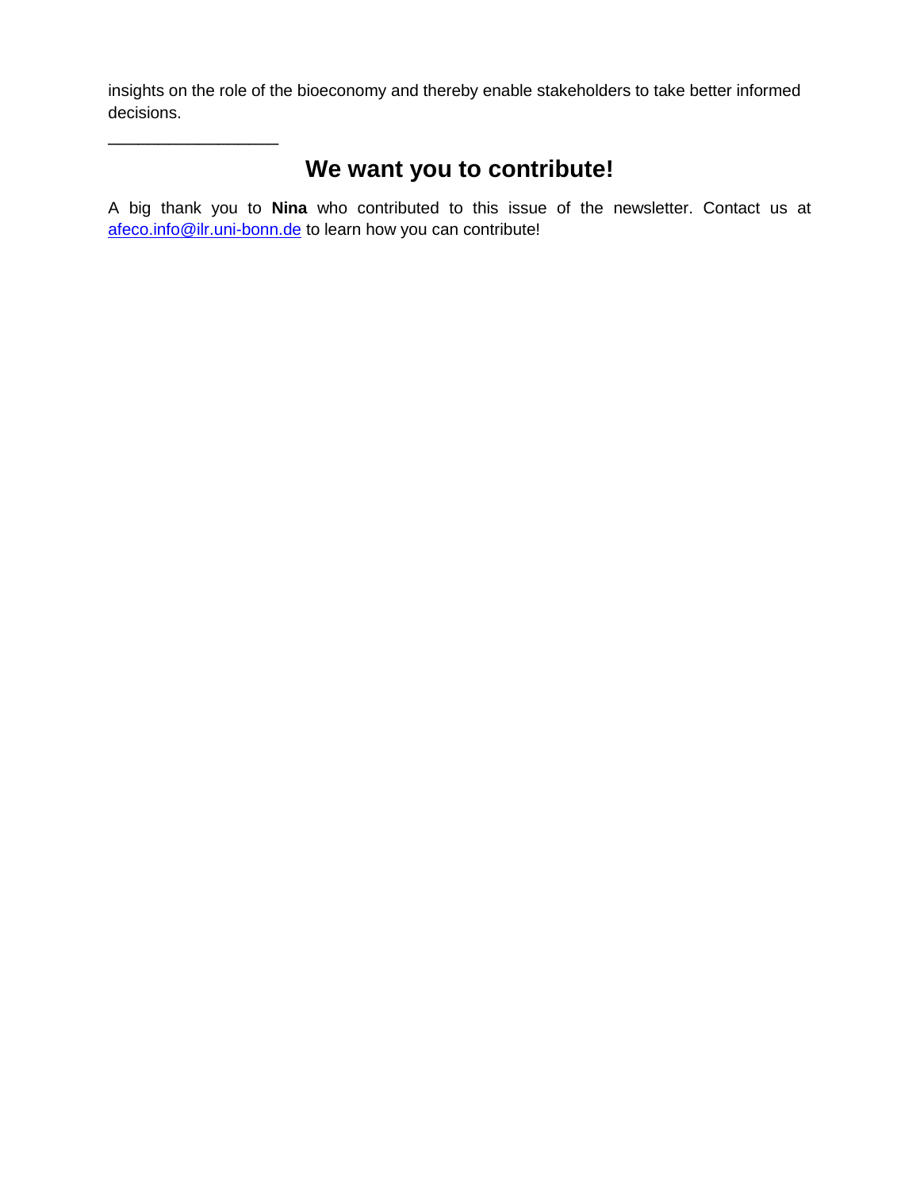insights on the role of the bioeconomy and thereby enable stakeholders to take better informed decisions.

___________________

## We want you to contribute!

A big thank you to **Nina** who contributed to this issue of the newsletter. Contact us at [afeco.info@ilr.uni-bonn.de](mailto:afeco.info@ilr.uni-bonn.de) to learn how you can contribute!